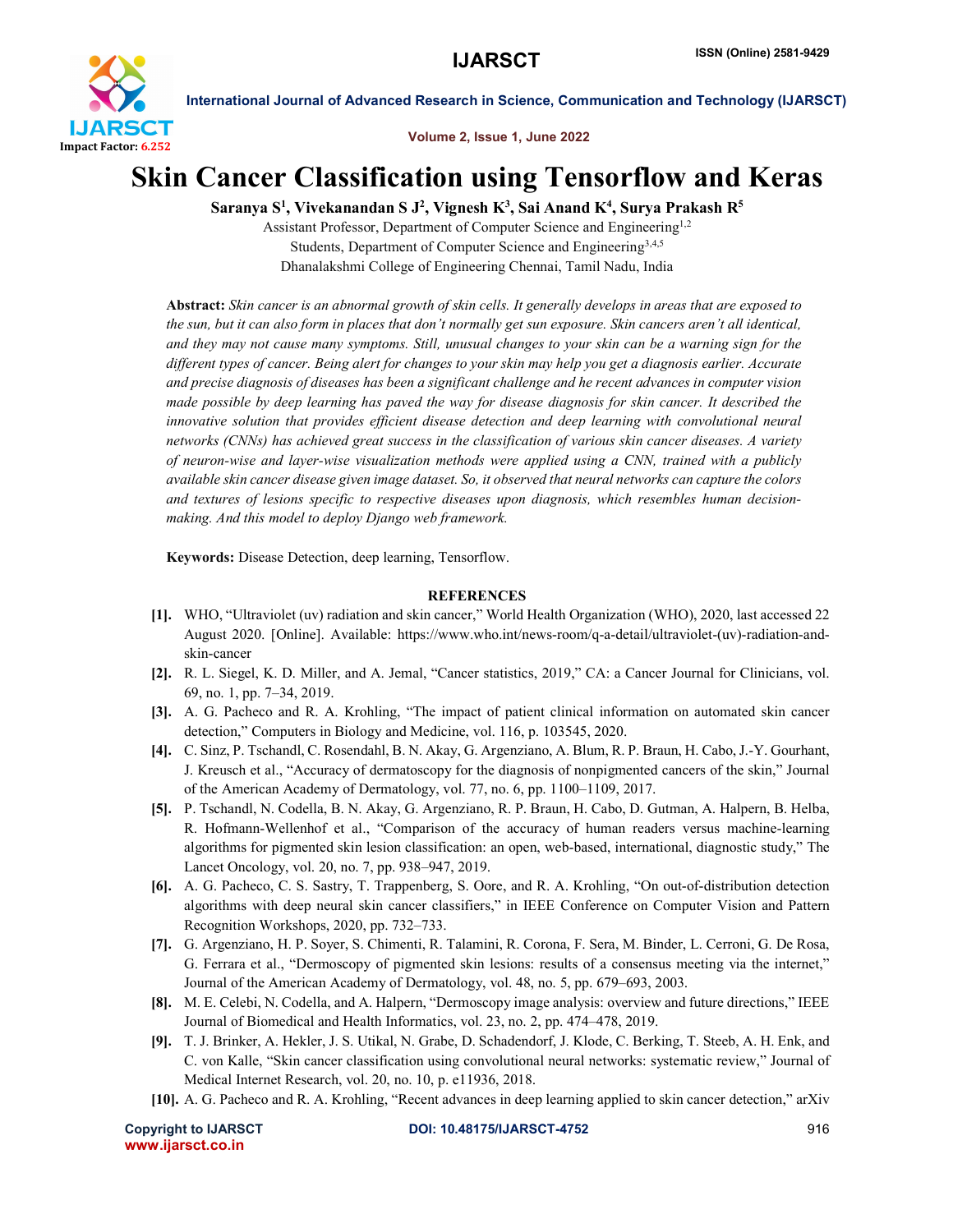# Skin Cancer Classification using Tensorflow and Keras

**Saranya S[1], Vivekanandan S J[2], Vignesh K[3], Sai Anand K[4], Surya Prakash R[5]**

Assistant Professor, Department of Computer Science and Engineering[1,2]

Students, Department of Computer Science and Engineering[3,4,5]

Dhanalakshmi College of Engineering Chennai, Tamil Nadu, India

**Abstract:** *Skin cancer is an abnormal growth of skin cells. It generally develops in areas that are exposed to the sun, but it can also form in places that don't normally get sun exposure. Skin cancers aren't all identical, and they may not cause many symptoms. Still, unusual changes to your skin can be a warning sign for the different types of cancer. Being alert for changes to your skin may help you get a diagnosis earlier. Accurate and precise diagnosis of diseases has been a significant challenge and he recent advances in computer vision made possible by deep learning has paved the way for disease diagnosis for skin cancer. It described the innovative solution that provides efficient disease detection and deep learning with convolutional neural networks (CNNs) has achieved great success in the classification of various skin cancer diseases. A variety of neuron-wise and layer-wise visualization methods were applied using a CNN, trained with a publicly available skin cancer disease given image dataset. So, it observed that neural networks can capture the colors and textures of lesions specific to respective diseases upon diagnosis, which resembles human decision-making. And this model to deploy Django web framework.*

**Keywords:** Disease Detection, deep learning, Tensorflow.

## REFERENCES

- **[1].** WHO, "Ultraviolet (uv) radiation and skin cancer," World Health Organization (WHO), 2020, last accessed 22 August 2020. [Online]. Available: https://www.who.int/news-room/q-a-detail/ultraviolet-(uv)-radiation-and-skin-cancer
- **[2].** R. L. Siegel, K. D. Miller, and A. Jemal, "Cancer statistics, 2019," CA: a Cancer Journal for Clinicians, vol. 69, no. 1, pp. 7–34, 2019.
- **[3].** A. G. Pacheco and R. A. Krohling, "The impact of patient clinical information on automated skin cancer detection," Computers in Biology and Medicine, vol. 116, p. 103545, 2020.
- **[4].** C. Sinz, P. Tschandl, C. Rosendahl, B. N. Akay, G. Argenziano, A. Blum, R. P. Braun, H. Cabo, J.-Y. Gourhant, J. Kreusch et al., "Accuracy of dermatoscopy for the diagnosis of nonpigmented cancers of the skin," Journal of the American Academy of Dermatology, vol. 77, no. 6, pp. 1100–1109, 2017.
- **[5].** P. Tschandl, N. Codella, B. N. Akay, G. Argenziano, R. P. Braun, H. Cabo, D. Gutman, A. Halpern, B. Helba, R. Hofmann-Wellenhof et al., "Comparison of the accuracy of human readers versus machine-learning algorithms for pigmented skin lesion classification: an open, web-based, international, diagnostic study," The Lancet Oncology, vol. 20, no. 7, pp. 938–947, 2019.
- **[6].** A. G. Pacheco, C. S. Sastry, T. Trappenberg, S. Oore, and R. A. Krohling, "On out-of-distribution detection algorithms with deep neural skin cancer classifiers," in IEEE Conference on Computer Vision and Pattern Recognition Workshops, 2020, pp. 732–733.
- **[7].** G. Argenziano, H. P. Soyer, S. Chimenti, R. Talamini, R. Corona, F. Sera, M. Binder, L. Cerroni, G. De Rosa, G. Ferrara et al., "Dermoscopy of pigmented skin lesions: results of a consensus meeting via the internet," Journal of the American Academy of Dermatology, vol. 48, no. 5, pp. 679–693, 2003.
- **[8].** M. E. Celebi, N. Codella, and A. Halpern, "Dermoscopy image analysis: overview and future directions," IEEE Journal of Biomedical and Health Informatics, vol. 23, no. 2, pp. 474–478, 2019.
- **[9].** T. J. Brinker, A. Hekler, J. S. Utikal, N. Grabe, D. Schadendorf, J. Klode, C. Berking, T. Steeb, A. H. Enk, and C. von Kalle, "Skin cancer classification using convolutional neural networks: systematic review," Journal of Medical Internet Research, vol. 20, no. 10, p. e11936, 2018.
- **[10].** A. G. Pacheco and R. A. Krohling, "Recent advances in deep learning applied to skin cancer detection," arXiv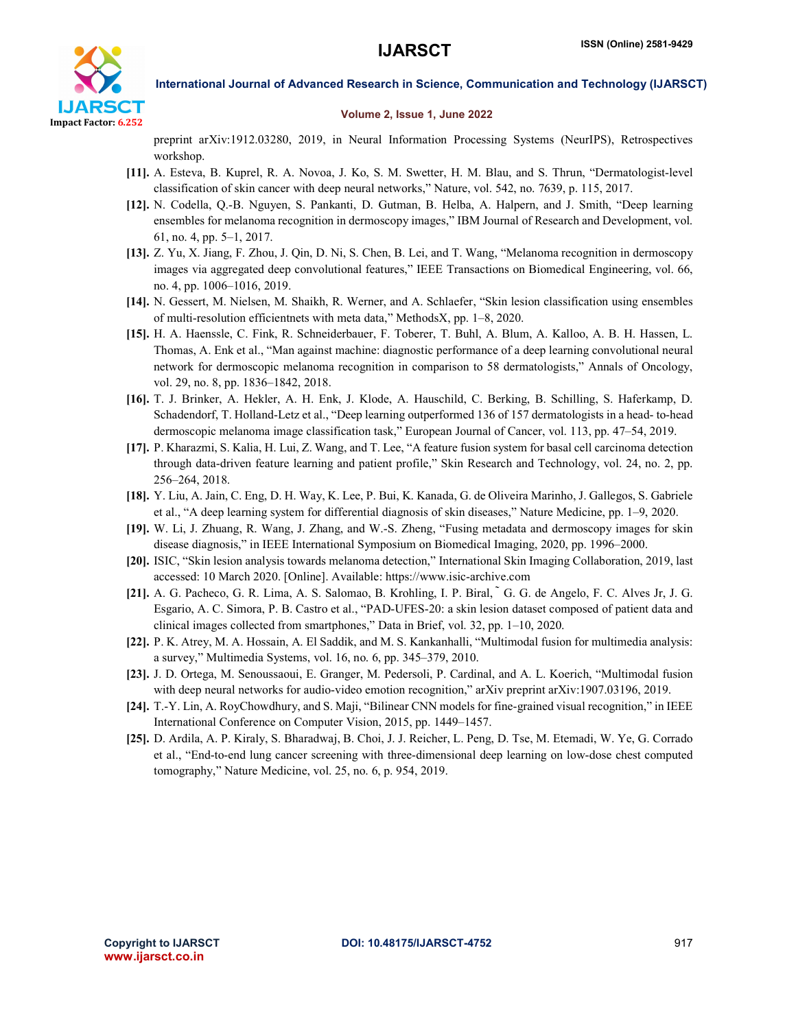preprint arXiv:1912.03280, 2019, in Neural Information Processing Systems (NeurIPS), Retrospectives workshop.

**[11].** A. Esteva, B. Kuprel, R. A. Novoa, J. Ko, S. M. Swetter, H. M. Blau, and S. Thrun, "Dermatologist-level classification of skin cancer with deep neural networks," Nature, vol. 542, no. 7639, p. 115, 2017.

**[12].** N. Codella, Q.-B. Nguyen, S. Pankanti, D. Gutman, B. Helba, A. Halpern, and J. Smith, "Deep learning ensembles for melanoma recognition in dermoscopy images," IBM Journal of Research and Development, vol. 61, no. 4, pp. 5–1, 2017.

**[13].** Z. Yu, X. Jiang, F. Zhou, J. Qin, D. Ni, S. Chen, B. Lei, and T. Wang, "Melanoma recognition in dermoscopy images via aggregated deep convolutional features," IEEE Transactions on Biomedical Engineering, vol. 66, no. 4, pp. 1006–1016, 2019.

**[14].** N. Gessert, M. Nielsen, M. Shaikh, R. Werner, and A. Schlaefer, "Skin lesion classification using ensembles of multi-resolution efficientnets with meta data," MethodsX, pp. 1–8, 2020.

**[15].** H. A. Haenssle, C. Fink, R. Schneiderbauer, F. Toberer, T. Buhl, A. Blum, A. Kalloo, A. B. H. Hassen, L. Thomas, A. Enk et al., "Man against machine: diagnostic performance of a deep learning convolutional neural network for dermoscopic melanoma recognition in comparison to 58 dermatologists," Annals of Oncology, vol. 29, no. 8, pp. 1836–1842, 2018.

**[16].** T. J. Brinker, A. Hekler, A. H. Enk, J. Klode, A. Hauschild, C. Berking, B. Schilling, S. Haferkamp, D. Schadendorf, T. Holland-Letz et al., "Deep learning outperformed 136 of 157 dermatologists in a head- to-head dermoscopic melanoma image classification task," European Journal of Cancer, vol. 113, pp. 47–54, 2019.

**[17].** P. Kharazmi, S. Kalia, H. Lui, Z. Wang, and T. Lee, "A feature fusion system for basal cell carcinoma detection through data-driven feature learning and patient profile," Skin Research and Technology, vol. 24, no. 2, pp. 256–264, 2018.

**[18].** Y. Liu, A. Jain, C. Eng, D. H. Way, K. Lee, P. Bui, K. Kanada, G. de Oliveira Marinho, J. Gallegos, S. Gabriele et al., "A deep learning system for differential diagnosis of skin diseases," Nature Medicine, pp. 1–9, 2020.

**[19].** W. Li, J. Zhuang, R. Wang, J. Zhang, and W.-S. Zheng, "Fusing metadata and dermoscopy images for skin disease diagnosis," in IEEE International Symposium on Biomedical Imaging, 2020, pp. 1996–2000.

**[20].** ISIC, "Skin lesion analysis towards melanoma detection," International Skin Imaging Collaboration, 2019, last accessed: 10 March 2020. [Online]. Available: https://www.isic-archive.com

**[21].** A. G. Pacheco, G. R. Lima, A. S. Salomao, B. Krohling, I. P. Biral, ˜ G. G. de Angelo, F. C. Alves Jr, J. G. Esgario, A. C. Simora, P. B. Castro et al., "PAD-UFES-20: a skin lesion dataset composed of patient data and clinical images collected from smartphones," Data in Brief, vol. 32, pp. 1–10, 2020.

**[22].** P. K. Atrey, M. A. Hossain, A. El Saddik, and M. S. Kankanhalli, "Multimodal fusion for multimedia analysis: a survey," Multimedia Systems, vol. 16, no. 6, pp. 345–379, 2010.

**[23].** J. D. Ortega, M. Senoussaoui, E. Granger, M. Pedersoli, P. Cardinal, and A. L. Koerich, "Multimodal fusion with deep neural networks for audio-video emotion recognition," arXiv preprint arXiv:1907.03196, 2019.

**[24].** T.-Y. Lin, A. RoyChowdhury, and S. Maji, "Bilinear CNN models for fine-grained visual recognition," in IEEE International Conference on Computer Vision, 2015, pp. 1449–1457.

**[25].** D. Ardila, A. P. Kiraly, S. Bharadwaj, B. Choi, J. J. Reicher, L. Peng, D. Tse, M. Etemadi, W. Ye, G. Corrado et al., "End-to-end lung cancer screening with three-dimensional deep learning on low-dose chest computed tomography," Nature Medicine, vol. 25, no. 6, p. 954, 2019.